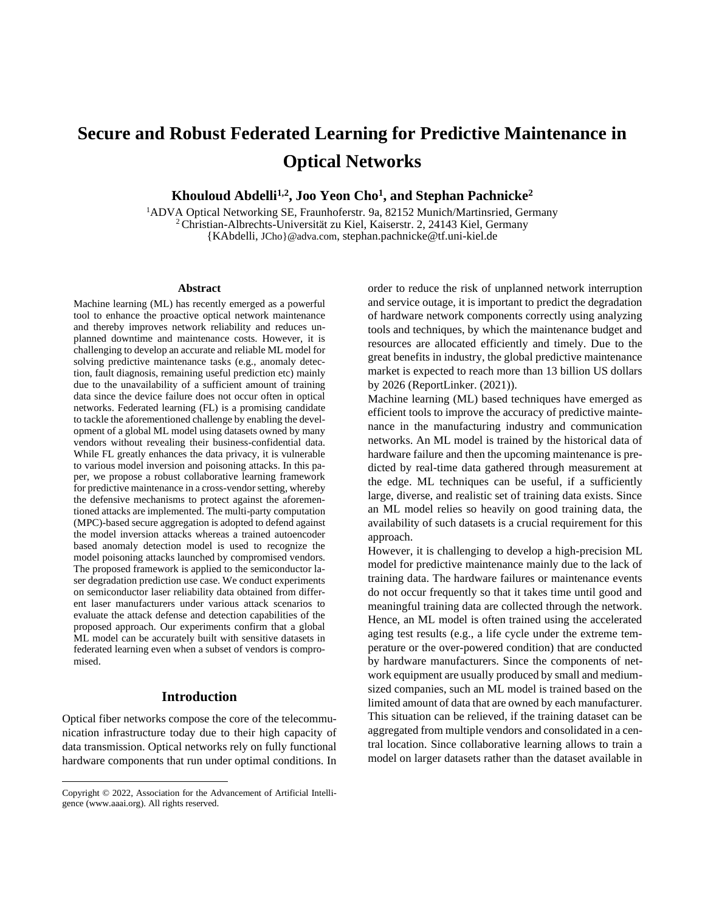# Secure and Robust Federated Learning for Predictive Maintenance in Optical Networks

**Khouloud Abdelli[1,2], Joo Yeon Cho[1], and Stephan Pachnicke[2]**

[1]ADVA Optical Networking SE, Fraunhoferstr. 9a, 82152 Munich/Martinsried, Germany
[2]Christian-Albrechts-Universität zu Kiel, Kaiserstr. 2, 24143 Kiel, Germany
{KAbdelli, JCho}@adva.com, stephan.pachnicke@tf.uni-kiel.de

## Abstract

Machine learning (ML) has recently emerged as a powerful tool to enhance the proactive optical network maintenance and thereby improves network reliability and reduces unplanned downtime and maintenance costs. However, it is challenging to develop an accurate and reliable ML model for solving predictive maintenance tasks (e.g., anomaly detection, fault diagnosis, remaining useful prediction etc) mainly due to the unavailability of a sufficient amount of training data since the device failure does not occur often in optical networks. Federated learning (FL) is a promising candidate to tackle the aforementioned challenge by enabling the development of a global ML model using datasets owned by many vendors without revealing their business-confidential data. While FL greatly enhances the data privacy, it is vulnerable to various model inversion and poisoning attacks. In this paper, we propose a robust collaborative learning framework for predictive maintenance in a cross-vendor setting, whereby the defensive mechanisms to protect against the aforementioned attacks are implemented. The multi-party computation (MPC)-based secure aggregation is adopted to defend against the model inversion attacks whereas a trained autoencoder based anomaly detection model is used to recognize the model poisoning attacks launched by compromised vendors. The proposed framework is applied to the semiconductor laser degradation prediction use case. We conduct experiments on semiconductor laser reliability data obtained from different laser manufacturers under various attack scenarios to evaluate the attack defense and detection capabilities of the proposed approach. Our experiments confirm that a global ML model can be accurately built with sensitive datasets in federated learning even when a subset of vendors is compromised.

## Introduction

Optical fiber networks compose the core of the telecommunication infrastructure today due to their high capacity of data transmission. Optical networks rely on fully functional hardware components that run under optimal conditions. In order to reduce the risk of unplanned network interruption and service outage, it is important to predict the degradation of hardware network components correctly using analyzing tools and techniques, by which the maintenance budget and resources are allocated efficiently and timely. Due to the great benefits in industry, the global predictive maintenance market is expected to reach more than 13 billion US dollars by 2026 (ReportLinker. (2021)).

Machine learning (ML) based techniques have emerged as efficient tools to improve the accuracy of predictive maintenance in the manufacturing industry and communication networks. An ML model is trained by the historical data of hardware failure and then the upcoming maintenance is predicted by real-time data gathered through measurement at the edge. ML techniques can be useful, if a sufficiently large, diverse, and realistic set of training data exists. Since an ML model relies so heavily on good training data, the availability of such datasets is a crucial requirement for this approach.

However, it is challenging to develop a high-precision ML model for predictive maintenance mainly due to the lack of training data. The hardware failures or maintenance events do not occur frequently so that it takes time until good and meaningful training data are collected through the network. Hence, an ML model is often trained using the accelerated aging test results (e.g., a life cycle under the extreme temperature or the over-powered condition) that are conducted by hardware manufacturers. Since the components of network equipment are usually produced by small and medium-sized companies, such an ML model is trained based on the limited amount of data that are owned by each manufacturer. This situation can be relieved, if the training dataset can be aggregated from multiple vendors and consolidated in a central location. Since collaborative learning allows to train a model on larger datasets rather than the dataset available in

Copyright © 2022, Association for the Advancement of Artificial Intelligence (www.aaai.org). All rights reserved.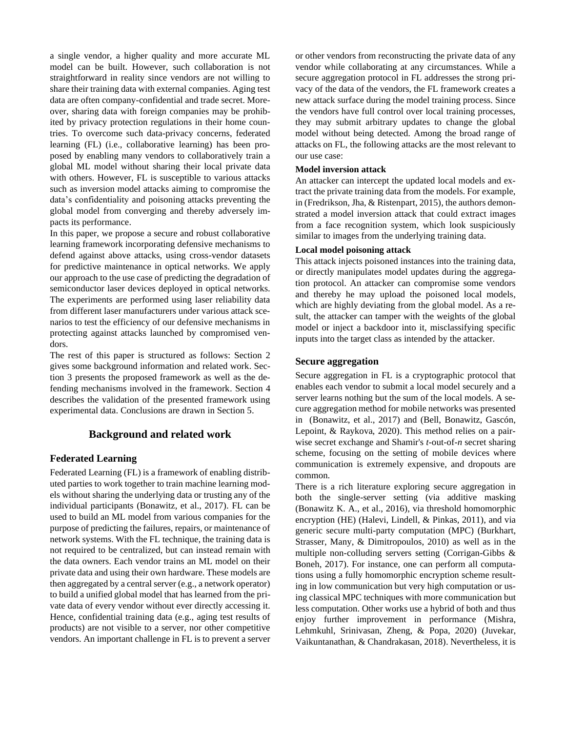a single vendor, a higher quality and more accurate ML model can be built. However, such collaboration is not straightforward in reality since vendors are not willing to share their training data with external companies. Aging test data are often company-confidential and trade secret. Moreover, sharing data with foreign companies may be prohibited by privacy protection regulations in their home countries. To overcome such data-privacy concerns, federated learning (FL) (i.e., collaborative learning) has been proposed by enabling many vendors to collaboratively train a global ML model without sharing their local private data with others. However, FL is susceptible to various attacks such as inversion model attacks aiming to compromise the data's confidentiality and poisoning attacks preventing the global model from converging and thereby adversely impacts its performance.

In this paper, we propose a secure and robust collaborative learning framework incorporating defensive mechanisms to defend against above attacks, using cross-vendor datasets for predictive maintenance in optical networks. We apply our approach to the use case of predicting the degradation of semiconductor laser devices deployed in optical networks. The experiments are performed using laser reliability data from different laser manufacturers under various attack scenarios to test the efficiency of our defensive mechanisms in protecting against attacks launched by compromised vendors.

The rest of this paper is structured as follows: Section 2 gives some background information and related work. Section 3 presents the proposed framework as well as the defending mechanisms involved in the framework. Section 4 describes the validation of the presented framework using experimental data. Conclusions are drawn in Section 5.

# Background and related work

## Federated Learning

Federated Learning (FL) is a framework of enabling distributed parties to work together to train machine learning models without sharing the underlying data or trusting any of the individual participants (Bonawitz, et al., 2017). FL can be used to build an ML model from various companies for the purpose of predicting the failures, repairs, or maintenance of network systems. With the FL technique, the training data is not required to be centralized, but can instead remain with the data owners. Each vendor trains an ML model on their private data and using their own hardware. These models are then aggregated by a central server (e.g., a network operator) to build a unified global model that has learned from the private data of every vendor without ever directly accessing it. Hence, confidential training data (e.g., aging test results of products) are not visible to a server, nor other competitive vendors. An important challenge in FL is to prevent a server or other vendors from reconstructing the private data of any vendor while collaborating at any circumstances. While a secure aggregation protocol in FL addresses the strong privacy of the data of the vendors, the FL framework creates a new attack surface during the model training process. Since the vendors have full control over local training processes, they may submit arbitrary updates to change the global model without being detected. Among the broad range of attacks on FL, the following attacks are the most relevant to our use case:

**Model inversion attack**

An attacker can intercept the updated local models and extract the private training data from the models. For example, in (Fredrikson, Jha, & Ristenpart, 2015), the authors demonstrated a model inversion attack that could extract images from a face recognition system, which look suspiciously similar to images from the underlying training data.

**Local model poisoning attack**

This attack injects poisoned instances into the training data, or directly manipulates model updates during the aggregation protocol. An attacker can compromise some vendors and thereby he may upload the poisoned local models, which are highly deviating from the global model. As a result, the attacker can tamper with the weights of the global model or inject a backdoor into it, misclassifying specific inputs into the target class as intended by the attacker.

## Secure aggregation

Secure aggregation in FL is a cryptographic protocol that enables each vendor to submit a local model securely and a server learns nothing but the sum of the local models. A secure aggregation method for mobile networks was presented in (Bonawitz, et al., 2017) and (Bell, Bonawitz, Gascón, Lepoint, & Raykova, 2020). This method relies on a pairwise secret exchange and Shamir's *t*-out-of-*n* secret sharing scheme, focusing on the setting of mobile devices where communication is extremely expensive, and dropouts are common.

There is a rich literature exploring secure aggregation in both the single-server setting (via additive masking (Bonawitz K. A., et al., 2016), via threshold homomorphic encryption (HE) (Halevi, Lindell, & Pinkas, 2011), and via generic secure multi-party computation (MPC) (Burkhart, Strasser, Many, & Dimitropoulos, 2010) as well as in the multiple non-colluding servers setting (Corrigan-Gibbs & Boneh, 2017). For instance, one can perform all computations using a fully homomorphic encryption scheme resulting in low communication but very high computation or using classical MPC techniques with more communication but less computation. Other works use a hybrid of both and thus enjoy further improvement in performance (Mishra, Lehmkuhl, Srinivasan, Zheng, & Popa, 2020) (Juvekar, Vaikuntanathan, & Chandrakasan, 2018). Nevertheless, it is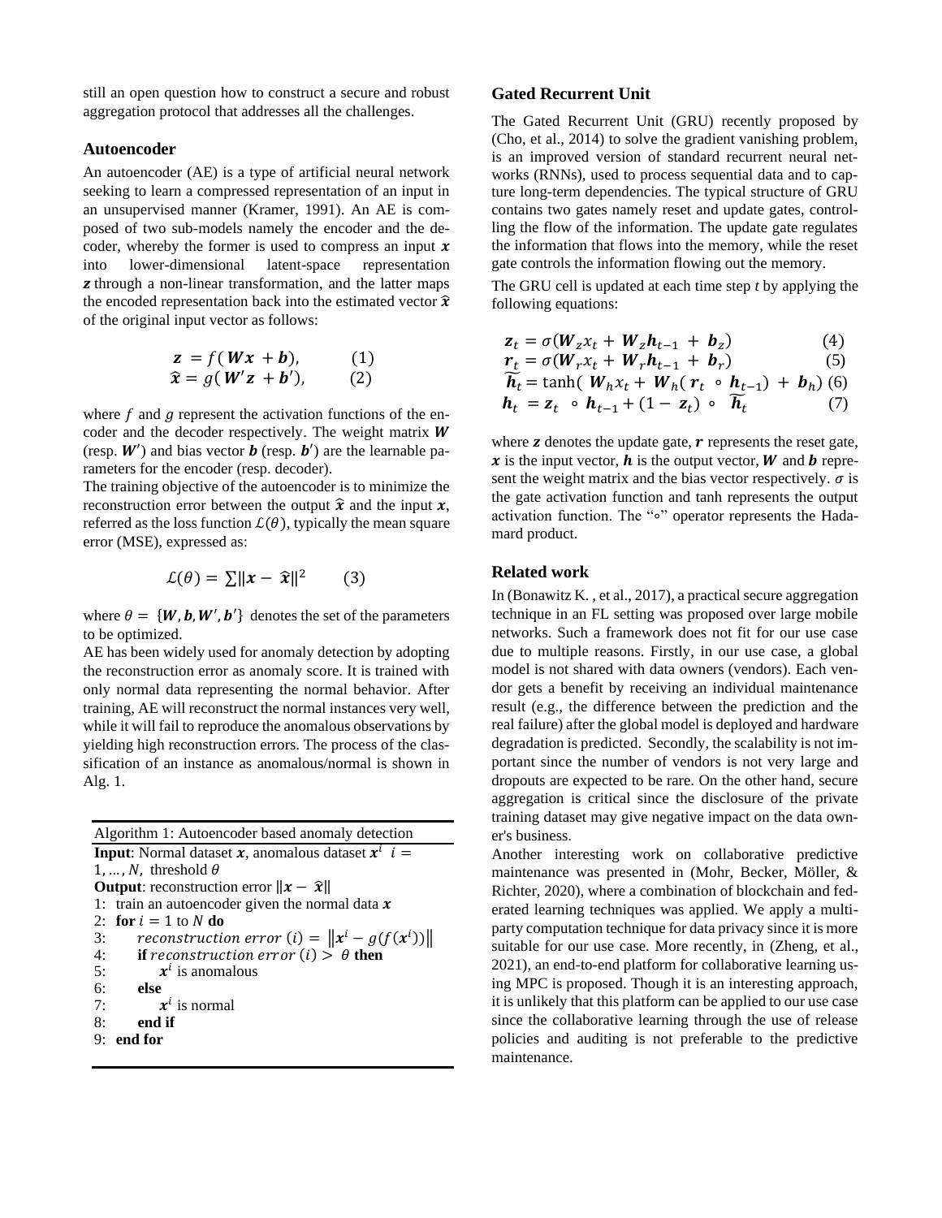still an open question how to construct a secure and robust aggregation protocol that addresses all the challenges.

### Autoencoder

An autoencoder (AE) is a type of artificial neural network seeking to learn a compressed representation of an input in an unsupervised manner (Kramer, 1991). An AE is composed of two sub-models namely the encoder and the decoder, whereby the former is used to compress an input $\boldsymbol{x}$ into lower-dimensional latent-space representation $\boldsymbol{z}$ through a non-linear transformation, and the latter maps the encoded representation back into the estimated vector $\hat{\boldsymbol{x}}$ of the original input vector as follows:

$$\boldsymbol{z} = f(\boldsymbol{W}\boldsymbol{x} + \boldsymbol{b}), \quad (1)$$

$$\hat{\boldsymbol{x}} = g(\boldsymbol{W}'\boldsymbol{z} + \boldsymbol{b}'), \quad (2)$$

where $f$ and $g$ represent the activation functions of the encoder and the decoder respectively. The weight matrix $\boldsymbol{W}$ (resp. $\boldsymbol{W}'$) and bias vector $\boldsymbol{b}$ (resp. $\boldsymbol{b}'$) are the learnable parameters for the encoder (resp. decoder).

The training objective of the autoencoder is to minimize the reconstruction error between the output $\hat{\boldsymbol{x}}$ and the input $\boldsymbol{x}$, referred as the loss function $\mathcal{L}(\theta)$, typically the mean square error (MSE), expressed as:

$$\mathcal{L}(\theta) = \sum \|\boldsymbol{x} - \hat{\boldsymbol{x}}\|^2 \quad (3)$$

where $\theta = \{\boldsymbol{W}, \boldsymbol{b}, \boldsymbol{W}', \boldsymbol{b}'\}$ denotes the set of the parameters to be optimized.

AE has been widely used for anomaly detection by adopting the reconstruction error as anomaly score. It is trained with only normal data representing the normal behavior. After training, AE will reconstruct the normal instances very well, while it will fail to reproduce the anomalous observations by yielding high reconstruction errors. The process of the classification of an instance as anomalous/normal is shown in Alg. 1.

---

Algorithm 1: Autoencoder based anomaly detection

**Input**: Normal dataset $\boldsymbol{x}$, anomalous dataset $\boldsymbol{x}^i$ $i = 1, \ldots, N$, threshold $\theta$

**Output**: reconstruction error $\|\boldsymbol{x} - \hat{\boldsymbol{x}}\|$

1: train an autoencoder given the normal data $\boldsymbol{x}$
2: **for** $i = 1$ to $N$ **do**
3: $\quad$ $reconstruction\ error\ (i) = \|\boldsymbol{x}^i - g(f(\boldsymbol{x}^i))\|$
4: $\quad$ **if** $reconstruction\ error\ (i) > \theta$ **then**
5: $\quad\quad$ $\boldsymbol{x}^i$ is anomalous
6: $\quad$ **else**
7: $\quad\quad$ $\boldsymbol{x}^i$ is normal
8: $\quad$ **end if**
9: **end for**

---

### Gated Recurrent Unit

The Gated Recurrent Unit (GRU) recently proposed by (Cho, et al., 2014) to solve the gradient vanishing problem, is an improved version of standard recurrent neural networks (RNNs), used to process sequential data and to capture long-term dependencies. The typical structure of GRU contains two gates namely reset and update gates, controlling the flow of the information. The update gate regulates the information that flows into the memory, while the reset gate controls the information flowing out the memory.

The GRU cell is updated at each time step $t$ by applying the following equations:

$$\boldsymbol{z}_t = \sigma(\boldsymbol{W}_z x_t + \boldsymbol{W}_z \boldsymbol{h}_{t-1} + \boldsymbol{b}_z) \quad (4)$$

$$\boldsymbol{r}_t = \sigma(\boldsymbol{W}_r x_t + \boldsymbol{W}_r \boldsymbol{h}_{t-1} + \boldsymbol{b}_r) \quad (5)$$

$$\widetilde{\boldsymbol{h}_t} = \tanh(\boldsymbol{W}_h x_t + \boldsymbol{W}_h(\boldsymbol{r}_t \circ \boldsymbol{h}_{t-1}) + \boldsymbol{b}_h) \quad (6)$$

$$\boldsymbol{h}_t = \boldsymbol{z}_t \circ \boldsymbol{h}_{t-1} + (1 - \boldsymbol{z}_t) \circ \widetilde{\boldsymbol{h}_t} \quad (7)$$

where $\boldsymbol{z}$ denotes the update gate, $\boldsymbol{r}$ represents the reset gate, $\boldsymbol{x}$ is the input vector, $\boldsymbol{h}$ is the output vector, $\boldsymbol{W}$ and $\boldsymbol{b}$ represent the weight matrix and the bias vector respectively. $\sigma$ is the gate activation function and tanh represents the output activation function. The "$\circ$" operator represents the Hadamard product.

### Related work

In (Bonawitz K. , et al., 2017), a practical secure aggregation technique in an FL setting was proposed over large mobile networks. Such a framework does not fit for our use case due to multiple reasons. Firstly, in our use case, a global model is not shared with data owners (vendors). Each vendor gets a benefit by receiving an individual maintenance result (e.g., the difference between the prediction and the real failure) after the global model is deployed and hardware degradation is predicted. Secondly, the scalability is not important since the number of vendors is not very large and dropouts are expected to be rare. On the other hand, secure aggregation is critical since the disclosure of the private training dataset may give negative impact on the data owner's business.

Another interesting work on collaborative predictive maintenance was presented in (Mohr, Becker, Möller, & Richter, 2020), where a combination of blockchain and federated learning techniques was applied. We apply a multi-party computation technique for data privacy since it is more suitable for our use case. More recently, in (Zheng, et al., 2021), an end-to-end platform for collaborative learning using MPC is proposed. Though it is an interesting approach, it is unlikely that this platform can be applied to our use case since the collaborative learning through the use of release policies and auditing is not preferable to the predictive maintenance.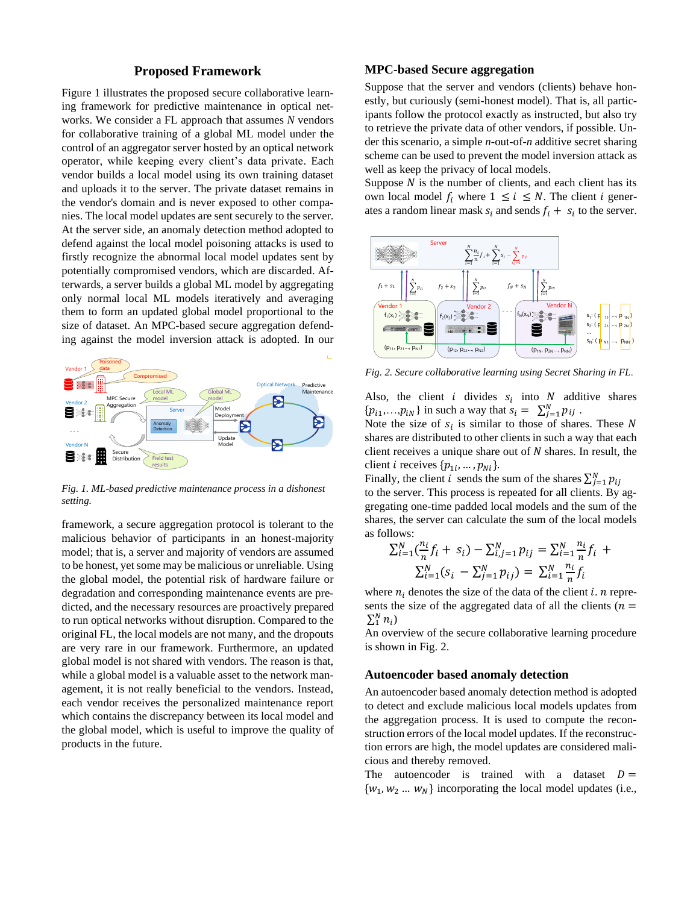## Proposed Framework

Figure 1 illustrates the proposed secure collaborative learning framework for predictive maintenance in optical networks. We consider a FL approach that assumes $N$ vendors for collaborative training of a global ML model under the control of an aggregator server hosted by an optical network operator, while keeping every client's data private. Each vendor builds a local model using its own training dataset and uploads it to the server. The private dataset remains in the vendor's domain and is never exposed to other companies. The local model updates are sent securely to the server. At the server side, an anomaly detection method adopted to defend against the local model poisoning attacks is used to firstly recognize the abnormal local model updates sent by potentially compromised vendors, which are discarded. Afterwards, a server builds a global ML model by aggregating only normal local ML models iteratively and averaging them to form an updated global model proportional to the size of dataset. An MPC-based secure aggregation defending against the model inversion attack is adopted. In our framework, a secure aggregation protocol is tolerant to the malicious behavior of participants in an honest-majority model; that is, a server and majority of vendors are assumed to be honest, yet some may be malicious or unreliable. Using the global model, the potential risk of hardware failure or degradation and corresponding maintenance events are predicted, and the necessary resources are proactively prepared to run optical networks without disruption. Compared to the original FL, the local models are not many, and the dropouts are very rare in our framework. Furthermore, an updated global model is not shared with vendors. The reason is that, while a global model is a valuable asset to the network management, it is not really beneficial to the vendors. Instead, each vendor receives the personalized maintenance report which contains the discrepancy between its local model and the global model, which is useful to improve the quality of products in the future.

*Fig. 1. ML-based predictive maintenance process in a dishonest setting.*

## MPC-based Secure aggregation

Suppose that the server and vendors (clients) behave honestly, but curiously (semi-honest model). That is, all participants follow the protocol exactly as instructed, but also try to retrieve the private data of other vendors, if possible. Under this scenario, a simple $n$-out-of-$n$ additive secret sharing scheme can be used to prevent the model inversion attack as well as keep the privacy of local models.

Suppose $N$ is the number of clients, and each client has its own local model $f_i$ where $1 \leq i \leq N$. The client $i$ generates a random linear mask $s_i$ and sends $f_i + s_i$ to the server.

*Fig. 2. Secure collaborative learning using Secret Sharing in FL.*

Also, the client $i$ divides $s_i$ into $N$ additive shares $\{p_{i1},\ldots,p_{iN}\}$ in such a way that $s_i = \sum_{j=1}^{N} p_{ij}$ .

Note the size of $s_i$ is similar to those of shares. These $N$ shares are distributed to other clients in such a way that each client receives a unique share out of $N$ shares. In result, the client $i$ receives $\{p_{1i},\ldots,p_{Ni}\}$.

Finally, the client $i$ sends the sum of the shares $\sum_{j=1}^{N} p_{ij}$ to the server. This process is repeated for all clients. By aggregating one-time padded local models and the sum of the shares, the server can calculate the sum of the local models as follows:

$$\sum_{i=1}^{N}\left(\frac{n_i}{n} f_i + s_i\right) - \sum_{i,j=1}^{N} p_{ij} = \sum_{i=1}^{N} \frac{n_i}{n} f_i + \sum_{i=1}^{N}\left(s_i - \sum_{j=1}^{N} p_{ij}\right) = \sum_{i=1}^{N} \frac{n_i}{n} f_i$$

where $n_i$ denotes the size of the data of the client $i$. $n$ represents the size of the aggregated data of all the clients ($n = \sum_{1}^{N} n_i$)

An overview of the secure collaborative learning procedure is shown in Fig. 2.

## Autoencoder based anomaly detection

An autoencoder based anomaly detection method is adopted to detect and exclude malicious local models updates from the aggregation process. It is used to compute the reconstruction errors of the local model updates. If the reconstruction errors are high, the model updates are considered malicious and thereby removed.

The autoencoder is trained with a dataset $D = \{w_1, w_2 \ldots w_N\}$ incorporating the local model updates (i.e.,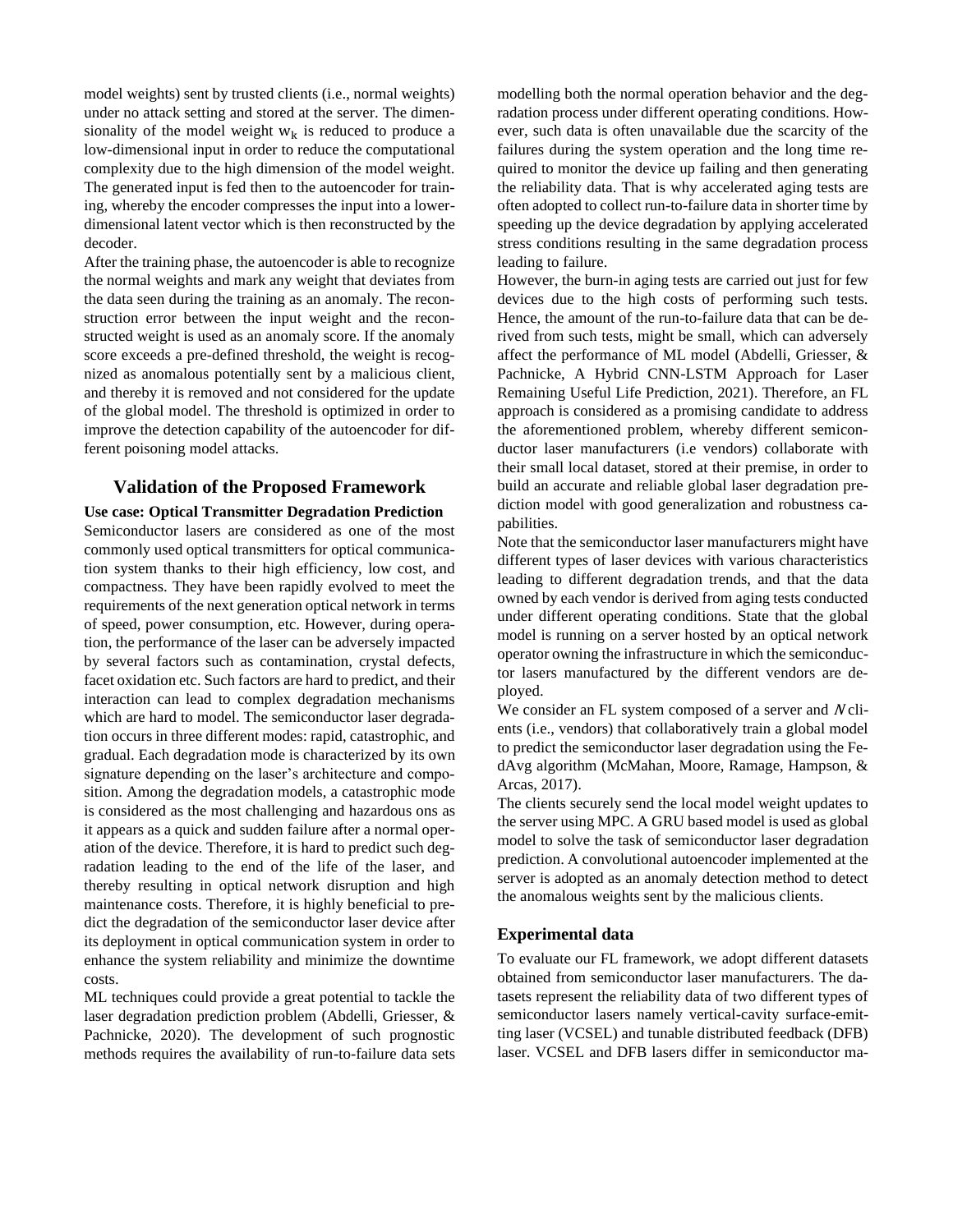model weights) sent by trusted clients (i.e., normal weights) under no attack setting and stored at the server. The dimensionality of the model weight $w_k$ is reduced to produce a low-dimensional input in order to reduce the computational complexity due to the high dimension of the model weight. The generated input is fed then to the autoencoder for training, whereby the encoder compresses the input into a lower-dimensional latent vector which is then reconstructed by the decoder.

After the training phase, the autoencoder is able to recognize the normal weights and mark any weight that deviates from the data seen during the training as an anomaly. The reconstruction error between the input weight and the reconstructed weight is used as an anomaly score. If the anomaly score exceeds a pre-defined threshold, the weight is recognized as anomalous potentially sent by a malicious client, and thereby it is removed and not considered for the update of the global model. The threshold is optimized in order to improve the detection capability of the autoencoder for different poisoning model attacks.

## Validation of the Proposed Framework

**Use case: Optical Transmitter Degradation Prediction**

Semiconductor lasers are considered as one of the most commonly used optical transmitters for optical communication system thanks to their high efficiency, low cost, and compactness. They have been rapidly evolved to meet the requirements of the next generation optical network in terms of speed, power consumption, etc. However, during operation, the performance of the laser can be adversely impacted by several factors such as contamination, crystal defects, facet oxidation etc. Such factors are hard to predict, and their interaction can lead to complex degradation mechanisms which are hard to model. The semiconductor laser degradation occurs in three different modes: rapid, catastrophic, and gradual. Each degradation mode is characterized by its own signature depending on the laser's architecture and composition. Among the degradation models, a catastrophic mode is considered as the most challenging and hazardous ons as it appears as a quick and sudden failure after a normal operation of the device. Therefore, it is hard to predict such degradation leading to the end of the life of the laser, and thereby resulting in optical network disruption and high maintenance costs. Therefore, it is highly beneficial to predict the degradation of the semiconductor laser device after its deployment in optical communication system in order to enhance the system reliability and minimize the downtime costs.

ML techniques could provide a great potential to tackle the laser degradation prediction problem (Abdelli, Griesser, & Pachnicke, 2020). The development of such prognostic methods requires the availability of run-to-failure data sets modelling both the normal operation behavior and the degradation process under different operating conditions. However, such data is often unavailable due the scarcity of the failures during the system operation and the long time required to monitor the device up failing and then generating the reliability data. That is why accelerated aging tests are often adopted to collect run-to-failure data in shorter time by speeding up the device degradation by applying accelerated stress conditions resulting in the same degradation process leading to failure.

However, the burn-in aging tests are carried out just for few devices due to the high costs of performing such tests. Hence, the amount of the run-to-failure data that can be derived from such tests, might be small, which can adversely affect the performance of ML model (Abdelli, Griesser, & Pachnicke, A Hybrid CNN-LSTM Approach for Laser Remaining Useful Life Prediction, 2021). Therefore, an FL approach is considered as a promising candidate to address the aforementioned problem, whereby different semiconductor laser manufacturers (i.e vendors) collaborate with their small local dataset, stored at their premise, in order to build an accurate and reliable global laser degradation prediction model with good generalization and robustness capabilities.

Note that the semiconductor laser manufacturers might have different types of laser devices with various characteristics leading to different degradation trends, and that the data owned by each vendor is derived from aging tests conducted under different operating conditions. State that the global model is running on a server hosted by an optical network operator owning the infrastructure in which the semiconductor lasers manufactured by the different vendors are deployed.

We consider an FL system composed of a server and $N$ clients (i.e., vendors) that collaboratively train a global model to predict the semiconductor laser degradation using the FedAvg algorithm (McMahan, Moore, Ramage, Hampson, & Arcas, 2017).

The clients securely send the local model weight updates to the server using MPC. A GRU based model is used as global model to solve the task of semiconductor laser degradation prediction. A convolutional autoencoder implemented at the server is adopted as an anomaly detection method to detect the anomalous weights sent by the malicious clients.

### Experimental data

To evaluate our FL framework, we adopt different datasets obtained from semiconductor laser manufacturers. The datasets represent the reliability data of two different types of semiconductor lasers namely vertical-cavity surface-emitting laser (VCSEL) and tunable distributed feedback (DFB) laser. VCSEL and DFB lasers differ in semiconductor ma-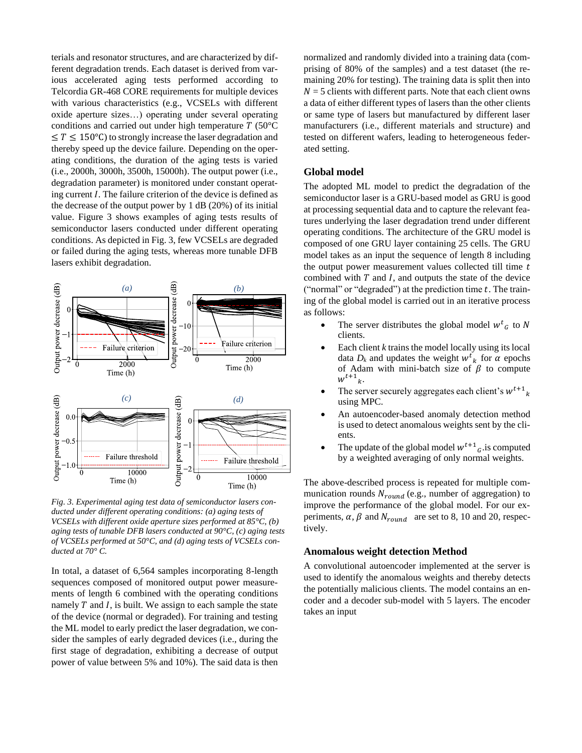terials and resonator structures, and are characterized by different degradation trends. Each dataset is derived from various accelerated aging tests performed according to Telcordia GR-468 CORE requirements for multiple devices with various characteristics (e.g., VCSELs with different oxide aperture sizes…) operating under several operating conditions and carried out under high temperature $T$ (50°C $\leq T \leq$ 150°C) to strongly increase the laser degradation and thereby speed up the device failure. Depending on the operating conditions, the duration of the aging tests is varied (i.e., 2000h, 3000h, 3500h, 15000h). The output power (i.e., degradation parameter) is monitored under constant operating current $I$. The failure criterion of the device is defined as the decrease of the output power by 1 dB (20%) of its initial value. Figure 3 shows examples of aging tests results of semiconductor lasers conducted under different operating conditions. As depicted in Fig. 3, few VCSELs are degraded or failed during the aging tests, whereas more tunable DFB lasers exhibit degradation.

*Fig. 3. Experimental aging test data of semiconductor lasers conducted under different operating conditions: (a) aging tests of VCSELs with different oxide aperture sizes performed at 85°C, (b) aging tests of tunable DFB lasers conducted at 90°C, (c) aging tests of VCSELs performed at 50°C, and (d) aging tests of VCSELs conducted at 70° C.*

In total, a dataset of 6,564 samples incorporating 8-length sequences composed of monitored output power measurements of length 6 combined with the operating conditions namely $T$ and $I$, is built. We assign to each sample the state of the device (normal or degraded). For training and testing the ML model to early predict the laser degradation, we consider the samples of early degraded devices (i.e., during the first stage of degradation, exhibiting a decrease of output power of value between 5% and 10%). The said data is then normalized and randomly divided into a training data (comprising of 80% of the samples) and a test dataset (the remaining 20% for testing). The training data is split then into $N$ = 5 clients with different parts. Note that each client owns a data of either different types of lasers than the other clients or same type of lasers but manufactured by different laser manufacturers (i.e., different materials and structure) and tested on different wafers, leading to heterogeneous federated setting.

## Global model

The adopted ML model to predict the degradation of the semiconductor laser is a GRU-based model as GRU is good at processing sequential data and to capture the relevant features underlying the laser degradation trend under different operating conditions. The architecture of the GRU model is composed of one GRU layer containing 25 cells. The GRU model takes as an input the sequence of length 8 including the output power measurement values collected till time $t$ combined with $T$ and $I$, and outputs the state of the device ("normal" or "degraded") at the prediction time $t$. The training of the global model is carried out in an iterative process as follows:

- The server distributes the global model ${w^t}_G$ to $N$ clients.
- Each client $k$ trains the model locally using its local data $D_k$ and updates the weight ${w^t}_k$ for $\alpha$ epochs of Adam with mini-batch size of $\beta$ to compute ${w^{t+1}}_k$.
- The server securely aggregates each client's ${w^{t+1}}_k$ using MPC.
- An autoencoder-based anomaly detection method is used to detect anomalous weights sent by the clients.
- The update of the global model ${w^{t+1}}_G$.is computed by a weighted averaging of only normal weights.

The above-described process is repeated for multiple communication rounds $N_{round}$ (e.g., number of aggregation) to improve the performance of the global model. For our experiments, $\alpha$, $\beta$ and $N_{round}$ are set to 8, 10 and 20, respectively.

## Anomalous weight detection Method

A convolutional autoencoder implemented at the server is used to identify the anomalous weights and thereby detects the potentially malicious clients. The model contains an encoder and a decoder sub-model with 5 layers. The encoder takes an input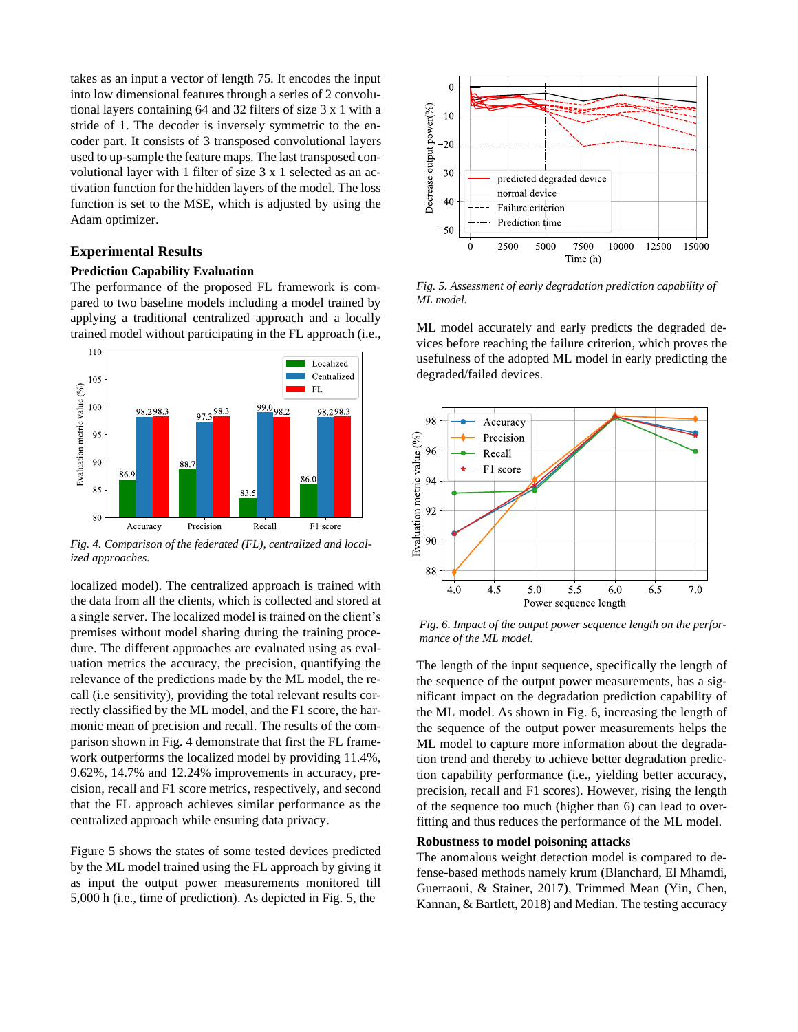takes as an input a vector of length 75. It encodes the input into low dimensional features through a series of 2 convolutional layers containing 64 and 32 filters of size 3 x 1 with a stride of 1. The decoder is inversely symmetric to the encoder part. It consists of 3 transposed convolutional layers used to up-sample the feature maps. The last transposed convolutional layer with 1 filter of size 3 x 1 selected as an activation function for the hidden layers of the model. The loss function is set to the MSE, which is adjusted by using the Adam optimizer.

## Experimental Results

### Prediction Capability Evaluation

The performance of the proposed FL framework is compared to two baseline models including a model trained by applying a traditional centralized approach and a locally trained model without participating in the FL approach (i.e., localized model). The centralized approach is trained with the data from all the clients, which is collected and stored at a single server. The localized model is trained on the client's premises without model sharing during the training procedure. The different approaches are evaluated using as evaluation metrics the accuracy, the precision, quantifying the relevance of the predictions made by the ML model, the recall (i.e sensitivity), providing the total relevant results correctly classified by the ML model, and the F1 score, the harmonic mean of precision and recall. The results of the comparison shown in Fig. 4 demonstrate that first the FL framework outperforms the localized model by providing 11.4%, 9.62%, 14.7% and 12.24% improvements in accuracy, precision, recall and F1 score metrics, respectively, and second that the FL approach achieves similar performance as the centralized approach while ensuring data privacy.

*Fig. 4. Comparison of the federated (FL), centralized and localized approaches.*

Figure 5 shows the states of some tested devices predicted by the ML model trained using the FL approach by giving it as input the output power measurements monitored till 5,000 h (i.e., time of prediction). As depicted in Fig. 5, the ML model accurately and early predicts the degraded devices before reaching the failure criterion, which proves the usefulness of the adopted ML model in early predicting the degraded/failed devices.

*Fig. 5. Assessment of early degradation prediction capability of ML model.*

*Fig. 6. Impact of the output power sequence length on the performance of the ML model.*

The length of the input sequence, specifically the length of the sequence of the output power measurements, has a significant impact on the degradation prediction capability of the ML model. As shown in Fig. 6, increasing the length of the sequence of the output power measurements helps the ML model to capture more information about the degradation trend and thereby to achieve better degradation prediction capability performance (i.e., yielding better accuracy, precision, recall and F1 scores). However, rising the length of the sequence too much (higher than 6) can lead to overfitting and thus reduces the performance of the ML model.

### Robustness to model poisoning attacks

The anomalous weight detection model is compared to defense-based methods namely krum (Blanchard, El Mhamdi, Guerraoui, & Stainer, 2017), Trimmed Mean (Yin, Chen, Kannan, & Bartlett, 2018) and Median. The testing accuracy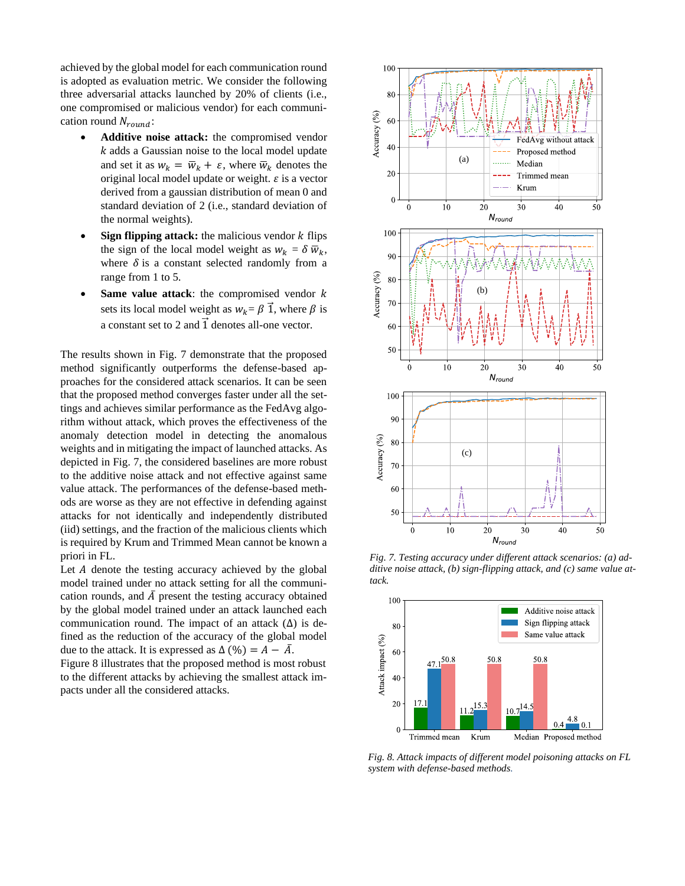achieved by the global model for each communication round is adopted as evaluation metric. We consider the following three adversarial attacks launched by 20% of clients (i.e., one compromised or malicious vendor) for each communication round $N_{round}$:

- **Additive noise attack:** the compromised vendor $k$ adds a Gaussian noise to the local model update and set it as $w_k = \overline{w}_k + \varepsilon$, where $\overline{w}_k$ denotes the original local model update or weight. $\varepsilon$ is a vector derived from a gaussian distribution of mean 0 and standard deviation of 2 (i.e., standard deviation of the normal weights).
- **Sign flipping attack:** the malicious vendor $k$ flips the sign of the local model weight as $w_k = \delta\, \overline{w}_k$, where $\delta$ is a constant selected randomly from a range from 1 to 5.
- **Same value attack**: the compromised vendor $k$ sets its local model weight as $w_k = \beta\, \vec{1}$, where $\beta$ is a constant set to 2 and $\vec{1}$ denotes all-one vector.

The results shown in Fig. 7 demonstrate that the proposed method significantly outperforms the defense-based approaches for the considered attack scenarios. It can be seen that the proposed method converges faster under all the settings and achieves similar performance as the FedAvg algorithm without attack, which proves the effectiveness of the anomaly detection model in detecting the anomalous weights and in mitigating the impact of launched attacks. As depicted in Fig. 7, the considered baselines are more robust to the additive noise attack and not effective against same value attack. The performances of the defense-based methods are worse as they are not effective in defending against attacks for not identically and independently distributed (iid) settings, and the fraction of the malicious clients which is required by Krum and Trimmed Mean cannot be known a priori in FL.

Let $A$ denote the testing accuracy achieved by the global model trained under no attack setting for all the communication rounds, and $\bar{A}$ present the testing accuracy obtained by the global model trained under an attack launched each communication round. The impact of an attack ($\Delta$) is defined as the reduction of the accuracy of the global model due to the attack. It is expressed as $\Delta\,(\%) = A - \bar{A}$.

Figure 8 illustrates that the proposed method is most robust to the different attacks by achieving the smallest attack impacts under all the considered attacks.

*Fig. 7. Testing accuracy under different attack scenarios: (a) additive noise attack, (b) sign-flipping attack, and (c) same value attack.*

*Fig. 8. Attack impacts of different model poisoning attacks on FL system with defense-based methods.*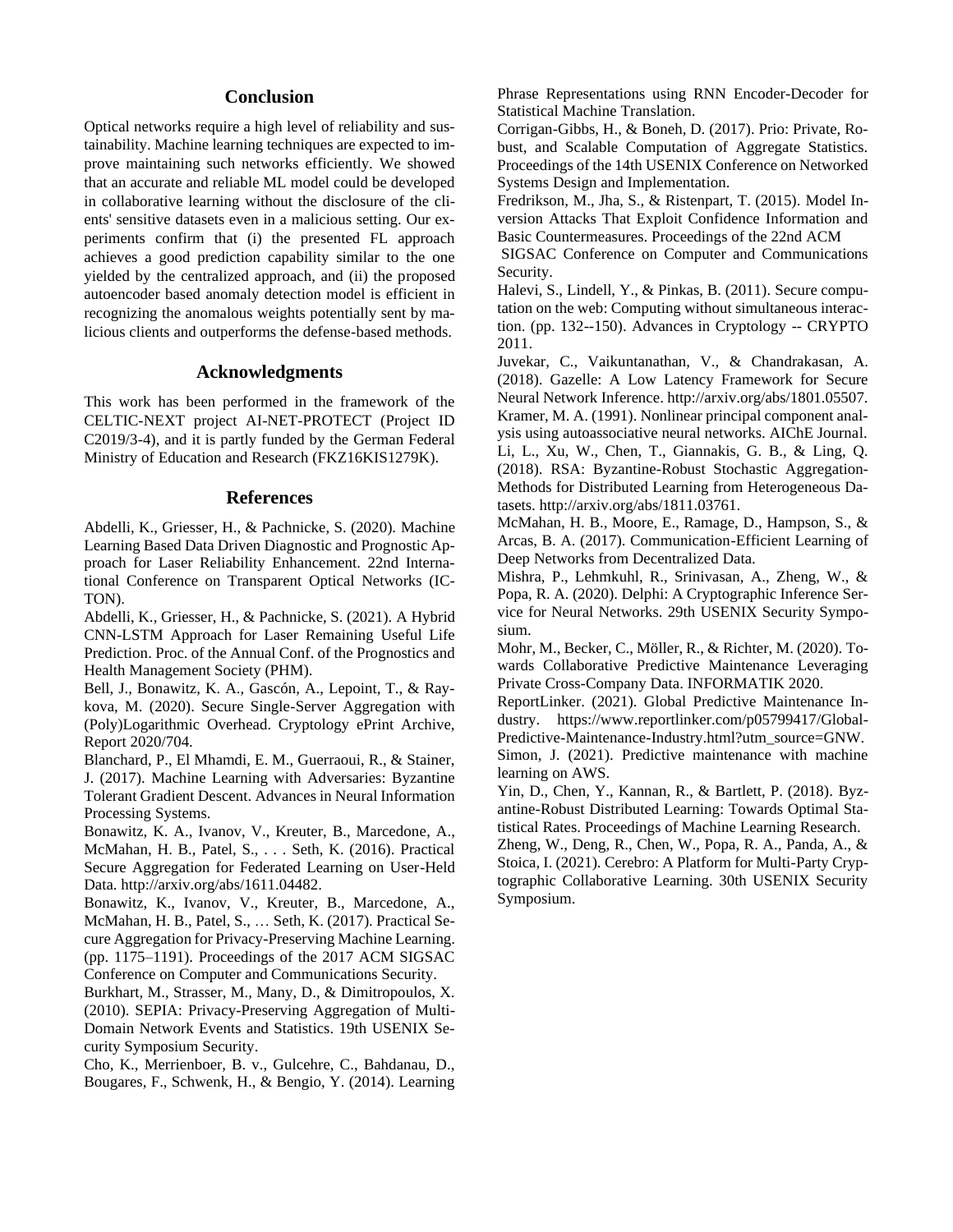## Conclusion

Optical networks require a high level of reliability and sustainability. Machine learning techniques are expected to improve maintaining such networks efficiently. We showed that an accurate and reliable ML model could be developed in collaborative learning without the disclosure of the clients' sensitive datasets even in a malicious setting. Our experiments confirm that (i) the presented FL approach achieves a good prediction capability similar to the one yielded by the centralized approach, and (ii) the proposed autoencoder based anomaly detection model is efficient in recognizing the anomalous weights potentially sent by malicious clients and outperforms the defense-based methods.

## Acknowledgments

This work has been performed in the framework of the CELTIC-NEXT project AI-NET-PROTECT (Project ID C2019/3-4), and it is partly funded by the German Federal Ministry of Education and Research (FKZ16KIS1279K).

## References

Abdelli, K., Griesser, H., & Pachnicke, S. (2020). Machine Learning Based Data Driven Diagnostic and Prognostic Approach for Laser Reliability Enhancement. 22nd International Conference on Transparent Optical Networks (ICTON).

Abdelli, K., Griesser, H., & Pachnicke, S. (2021). A Hybrid CNN-LSTM Approach for Laser Remaining Useful Life Prediction. Proc. of the Annual Conf. of the Prognostics and Health Management Society (PHM).

Bell, J., Bonawitz, K. A., Gascón, A., Lepoint, T., & Raykova, M. (2020). Secure Single-Server Aggregation with (Poly)Logarithmic Overhead. Cryptology ePrint Archive, Report 2020/704.

Blanchard, P., El Mhamdi, E. M., Guerraoui, R., & Stainer, J. (2017). Machine Learning with Adversaries: Byzantine Tolerant Gradient Descent. Advances in Neural Information Processing Systems.

Bonawitz, K. A., Ivanov, V., Kreuter, B., Marcedone, A., McMahan, H. B., Patel, S., . . . Seth, K. (2016). Practical Secure Aggregation for Federated Learning on User-Held Data. http://arxiv.org/abs/1611.04482.

Bonawitz, K., Ivanov, V., Kreuter, B., Marcedone, A., McMahan, H. B., Patel, S., … Seth, K. (2017). Practical Secure Aggregation for Privacy-Preserving Machine Learning. (pp. 1175–1191). Proceedings of the 2017 ACM SIGSAC Conference on Computer and Communications Security.

Burkhart, M., Strasser, M., Many, D., & Dimitropoulos, X. (2010). SEPIA: Privacy-Preserving Aggregation of Multi-Domain Network Events and Statistics. 19th USENIX Security Symposium Security.

Cho, K., Merrienboer, B. v., Gulcehre, C., Bahdanau, D., Bougares, F., Schwenk, H., & Bengio, Y. (2014). Learning Phrase Representations using RNN Encoder-Decoder for Statistical Machine Translation.

Corrigan-Gibbs, H., & Boneh, D. (2017). Prio: Private, Robust, and Scalable Computation of Aggregate Statistics. Proceedings of the 14th USENIX Conference on Networked Systems Design and Implementation.

Fredrikson, M., Jha, S., & Ristenpart, T. (2015). Model Inversion Attacks That Exploit Confidence Information and Basic Countermeasures. Proceedings of the 22nd ACM SIGSAC Conference on Computer and Communications Security.

Halevi, S., Lindell, Y., & Pinkas, B. (2011). Secure computation on the web: Computing without simultaneous interaction. (pp. 132--150). Advances in Cryptology -- CRYPTO 2011.

Juvekar, C., Vaikuntanathan, V., & Chandrakasan, A. (2018). Gazelle: A Low Latency Framework for Secure Neural Network Inference. http://arxiv.org/abs/1801.05507.

Kramer, M. A. (1991). Nonlinear principal component analysis using autoassociative neural networks. AIChE Journal.

Li, L., Xu, W., Chen, T., Giannakis, G. B., & Ling, Q. (2018). RSA: Byzantine-Robust Stochastic Aggregation-Methods for Distributed Learning from Heterogeneous Datasets. http://arxiv.org/abs/1811.03761.

McMahan, H. B., Moore, E., Ramage, D., Hampson, S., & Arcas, B. A. (2017). Communication-Efficient Learning of Deep Networks from Decentralized Data.

Mishra, P., Lehmkuhl, R., Srinivasan, A., Zheng, W., & Popa, R. A. (2020). Delphi: A Cryptographic Inference Service for Neural Networks. 29th USENIX Security Symposium.

Mohr, M., Becker, C., Möller, R., & Richter, M. (2020). Towards Collaborative Predictive Maintenance Leveraging Private Cross-Company Data. INFORMATIK 2020.

ReportLinker. (2021). Global Predictive Maintenance Industry. https://www.reportlinker.com/p05799417/Global-Predictive-Maintenance-Industry.html?utm_source=GNW.

Simon, J. (2021). Predictive maintenance with machine learning on AWS.

Yin, D., Chen, Y., Kannan, R., & Bartlett, P. (2018). Byzantine-Robust Distributed Learning: Towards Optimal Statistical Rates. Proceedings of Machine Learning Research.

Zheng, W., Deng, R., Chen, W., Popa, R. A., Panda, A., & Stoica, I. (2021). Cerebro: A Platform for Multi-Party Cryptographic Collaborative Learning. 30th USENIX Security Symposium.